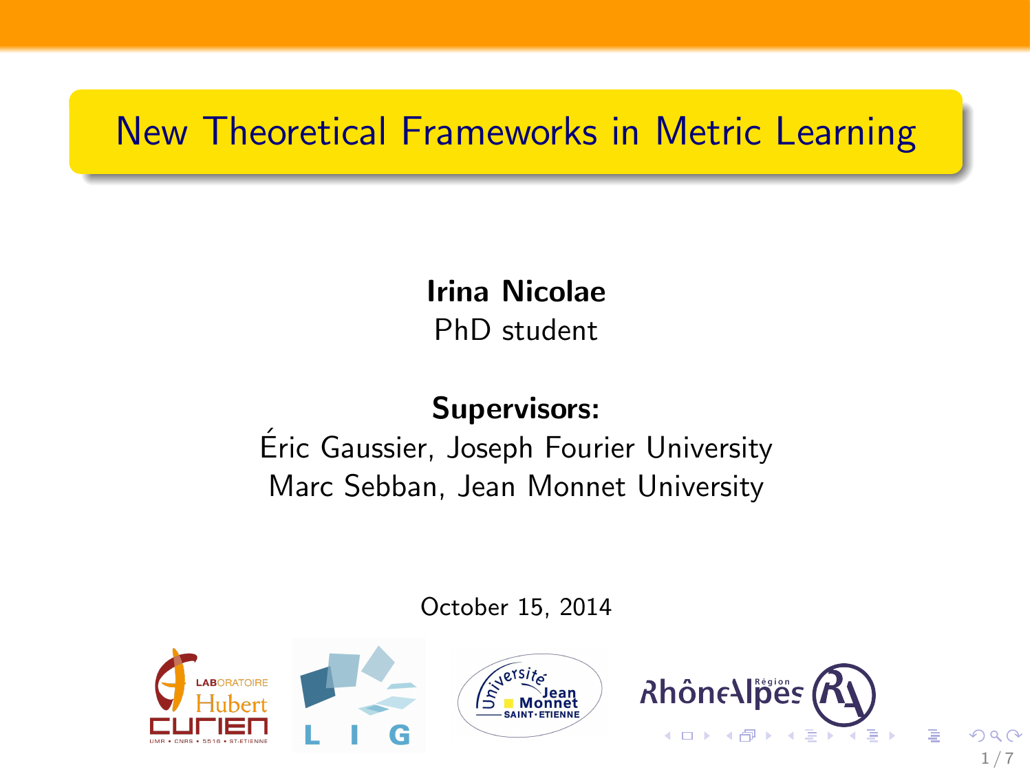# New Theoretical Frameworks in Metric Learning

**Irina Nicolae**
PhD student

**Supervisors:**
Éric Gaussier, Joseph Fourier University
Marc Sebban, Jean Monnet University

October 15, 2014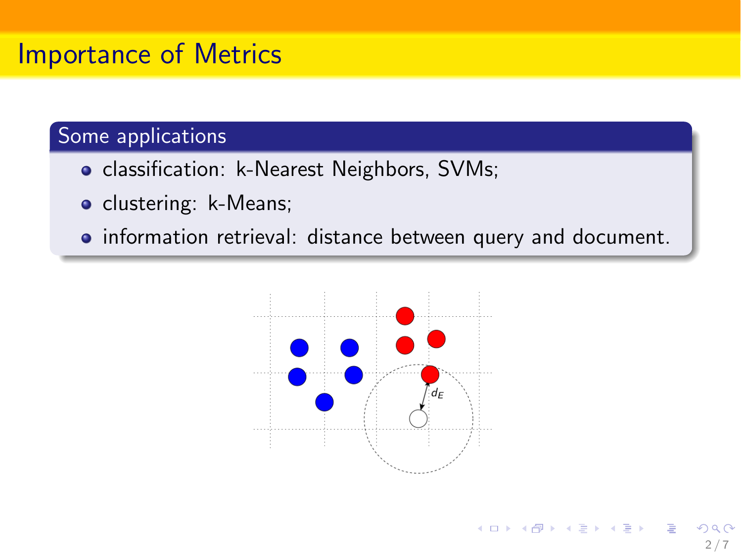# Importance of Metrics

## Some applications

- classification: k-Nearest Neighbors, SVMs;
- clustering: k-Means;
- information retrieval: distance between query and document.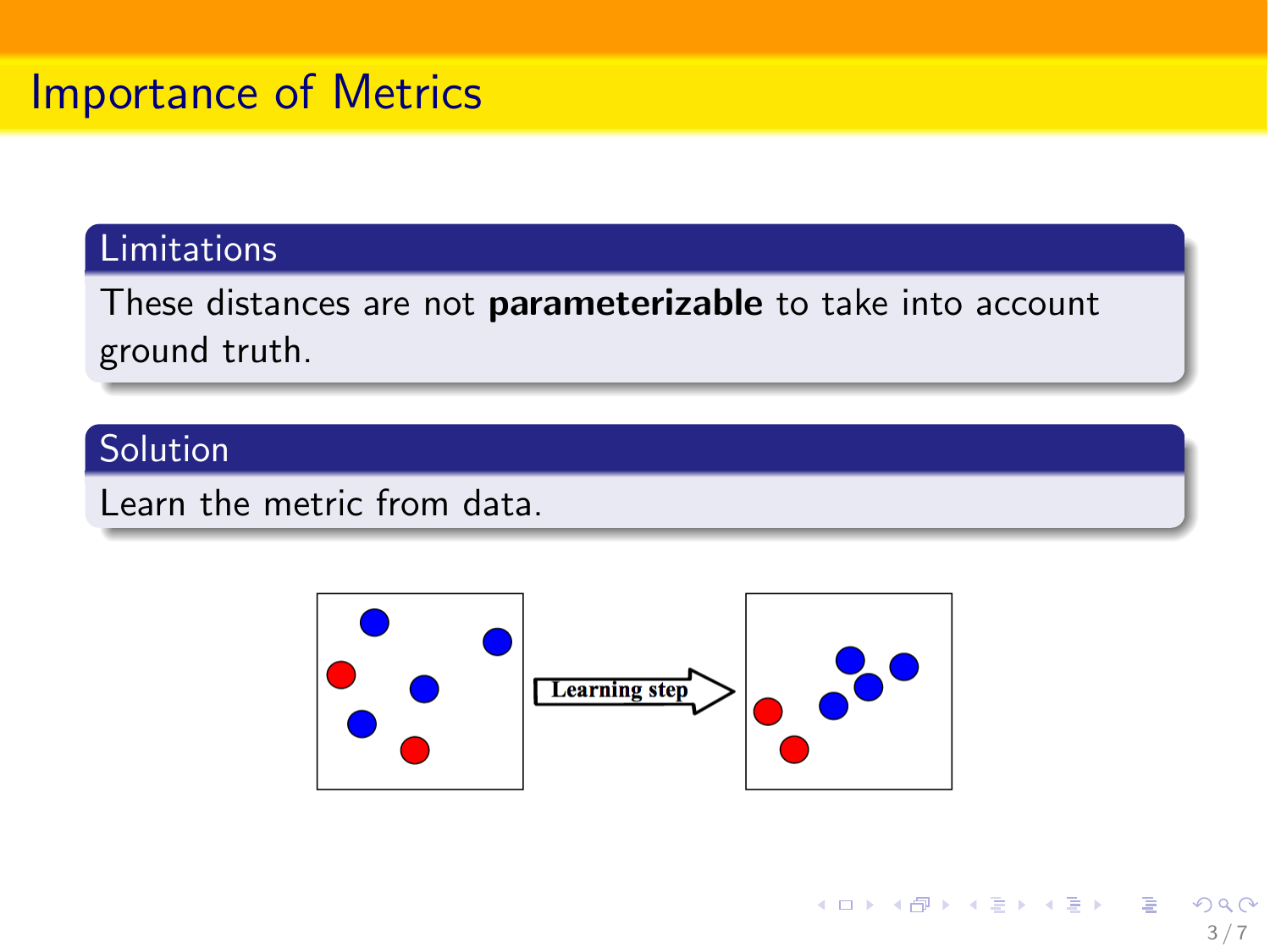# Importance of Metrics

## Limitations

These distances are not **parameterizable** to take into account ground truth.

## Solution

Learn the metric from data.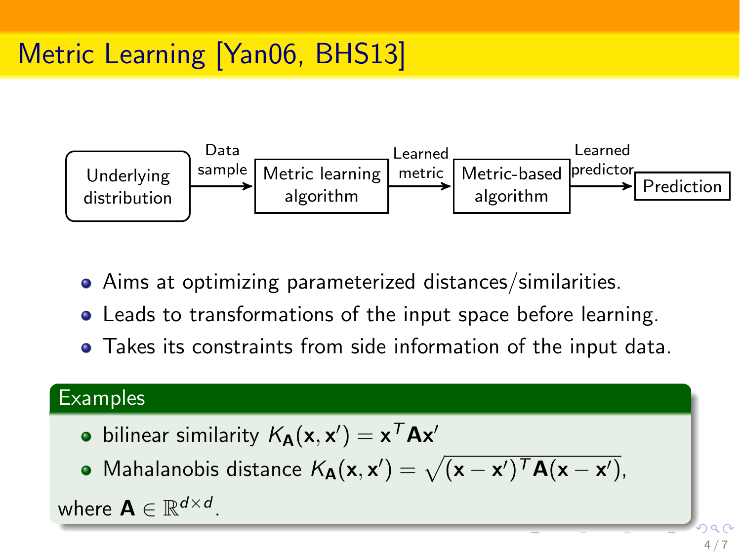# Metric Learning [Yan06, BHS13]

Underlying distribution → (Data sample) → Metric learning algorithm → (Learned metric) → Metric-based algorithm → (Learned predictor) → Prediction

- Aims at optimizing parameterized distances/similarities.
- Leads to transformations of the input space before learning.
- Takes its constraints from side information of the input data.

**Examples**

- bilinear similarity $K_{\mathbf{A}}(\mathbf{x}, \mathbf{x}') = \mathbf{x}^T \mathbf{A} \mathbf{x}'$
- Mahalanobis distance $K_{\mathbf{A}}(\mathbf{x}, \mathbf{x}') = \sqrt{(\mathbf{x} - \mathbf{x}')^T \mathbf{A} (\mathbf{x} - \mathbf{x}')}$,

where $\mathbf{A} \in \mathbb{R}^{d \times d}$.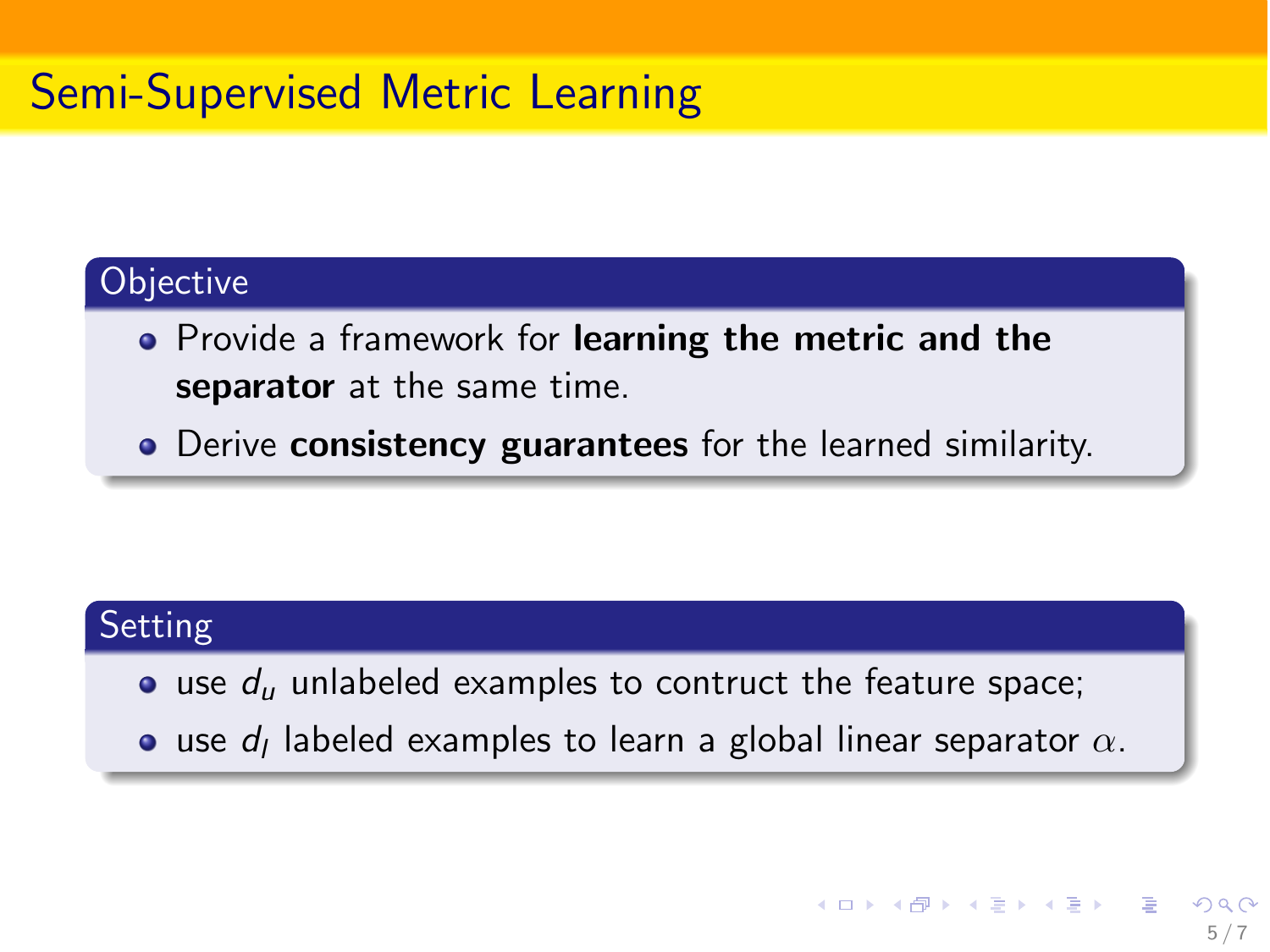# Semi-Supervised Metric Learning

## Objective

- Provide a framework for **learning the metric and the separator** at the same time.
- Derive **consistency guarantees** for the learned similarity.

## Setting

- use $d_u$ unlabeled examples to contruct the feature space;
- use $d_l$ labeled examples to learn a global linear separator $\alpha$.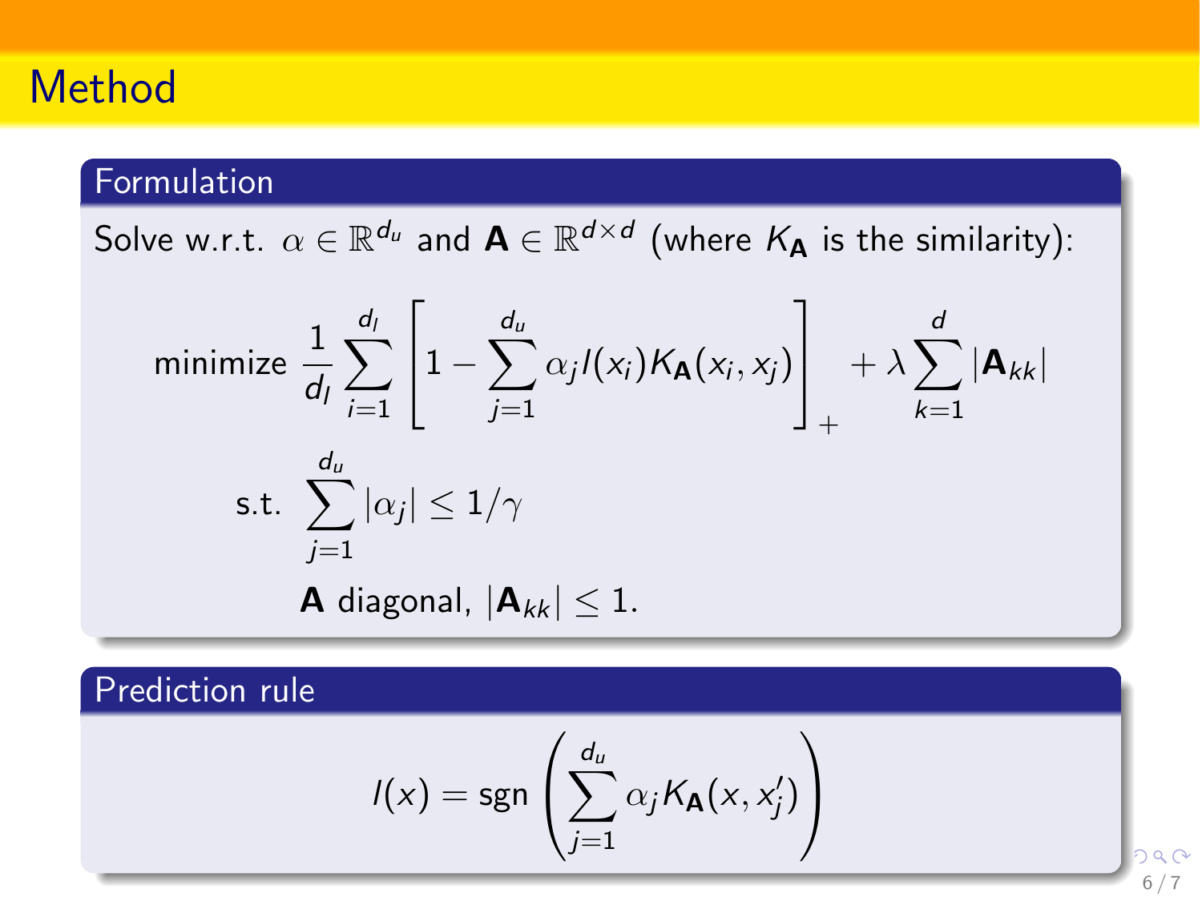# Method

## Formulation

Solve w.r.t. $\alpha \in \mathbb{R}^{d_u}$ and $\mathbf{A} \in \mathbb{R}^{d \times d}$ (where $K_{\mathbf{A}}$ is the similarity):

$$\text{minimize } \frac{1}{d_l} \sum_{i=1}^{d_l} \left[ 1 - \sum_{j=1}^{d_u} \alpha_j l(x_i) K_{\mathbf{A}}(x_i, x_j) \right]_+ + \lambda \sum_{k=1}^{d} |\mathbf{A}_{kk}|$$

$$\text{s.t. } \sum_{j=1}^{d_u} |\alpha_j| \leq 1/\gamma$$

$$\mathbf{A} \text{ diagonal, } |\mathbf{A}_{kk}| \leq 1.$$

## Prediction rule

$$l(x) = \text{sgn}\left( \sum_{j=1}^{d_u} \alpha_j K_{\mathbf{A}}(x, x'_j) \right)$$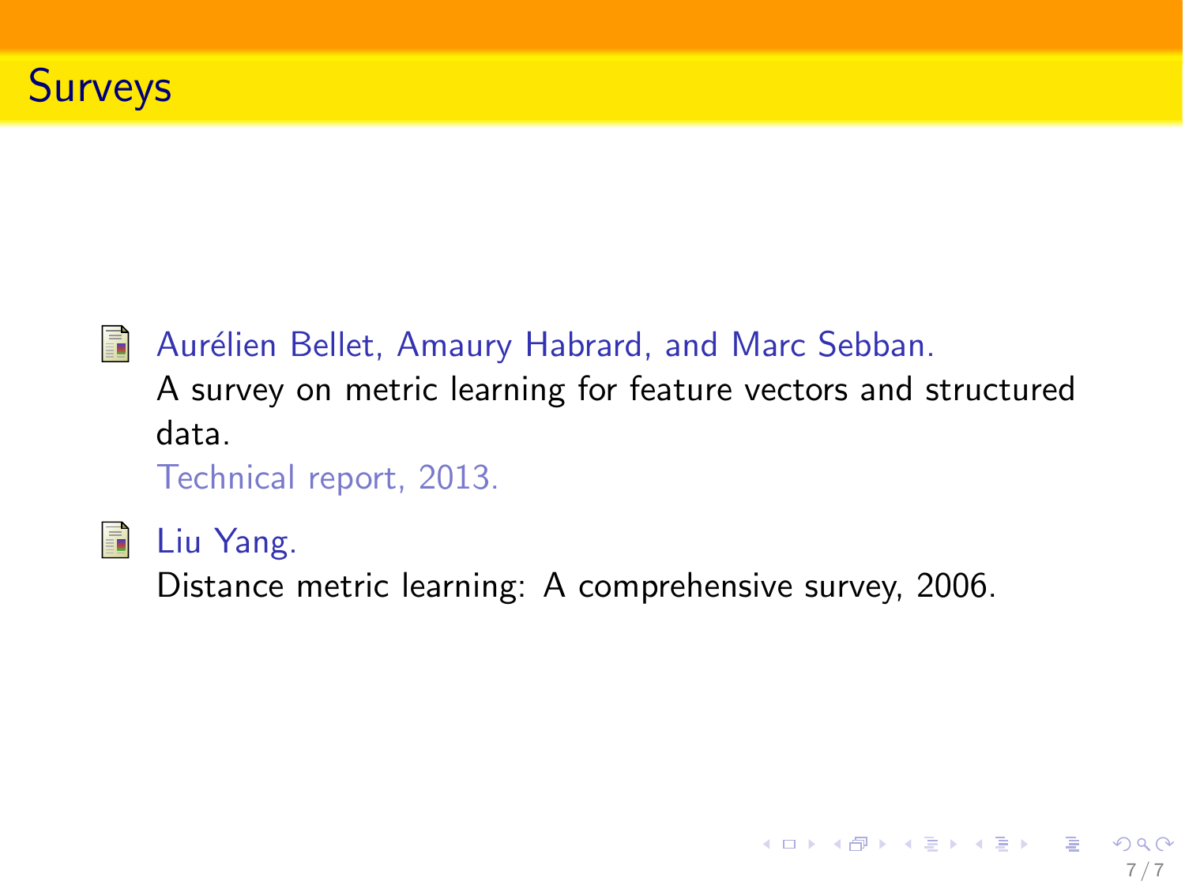# Surveys

- Aurélien Bellet, Amaury Habrard, and Marc Sebban.
  A survey on metric learning for feature vectors and structured data.
  Technical report, 2013.

- Liu Yang.
  Distance metric learning: A comprehensive survey, 2006.